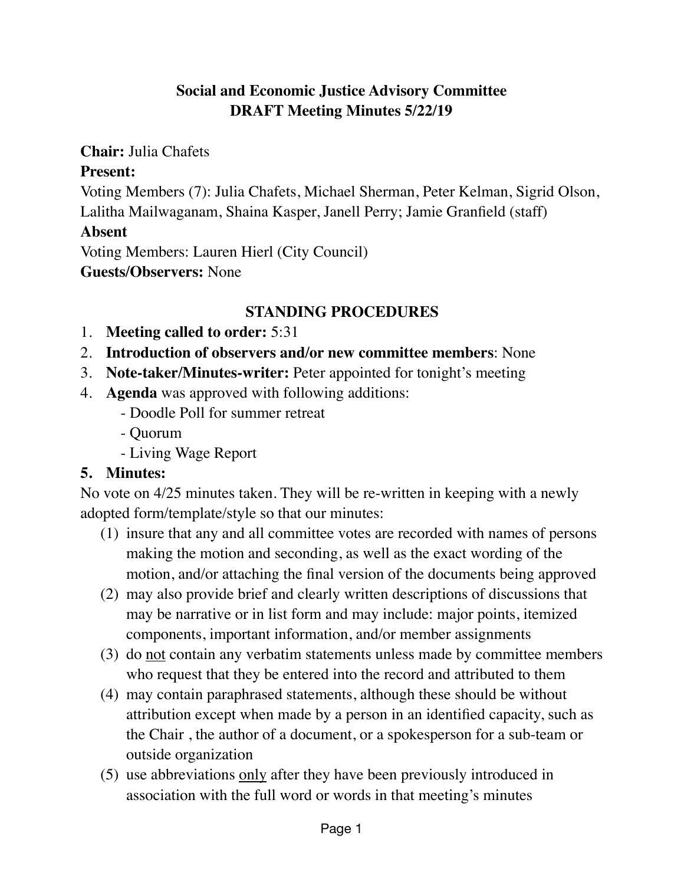**Social and Economic Justice Advisory Committee**
**DRAFT Meeting Minutes 5/22/19**

**Chair:** Julia Chafets

**Present:**

Voting Members (7): Julia Chafets, Michael Sherman, Peter Kelman, Sigrid Olson, Lalitha Mailwaganam, Shaina Kasper, Janell Perry; Jamie Granfield (staff)

**Absent**

Voting Members: Lauren Hierl (City Council)

**Guests/Observers:** None

## STANDING PROCEDURES

1. **Meeting called to order:** 5:31
2. **Introduction of observers and/or new committee members**: None
3. **Note-taker/Minutes-writer:** Peter appointed for tonight's meeting
4. **Agenda** was approved with following additions:
   - Doodle Poll for summer retreat
   - Quorum
   - Living Wage Report
5. **Minutes:**

No vote on 4/25 minutes taken. They will be re-written in keeping with a newly adopted form/template/style so that our minutes:

(1) insure that any and all committee votes are recorded with names of persons making the motion and seconding, as well as the exact wording of the motion, and/or attaching the final version of the documents being approved

(2) may also provide brief and clearly written descriptions of discussions that may be narrative or in list form and may include: major points, itemized components, important information, and/or member assignments

(3) do <u>not</u> contain any verbatim statements unless made by committee members who request that they be entered into the record and attributed to them

(4) may contain paraphrased statements, although these should be without attribution except when made by a person in an identified capacity, such as the Chair , the author of a document, or a spokesperson for a sub-team or outside organization

(5) use abbreviations <u>only</u> after they have been previously introduced in association with the full word or words in that meeting's minutes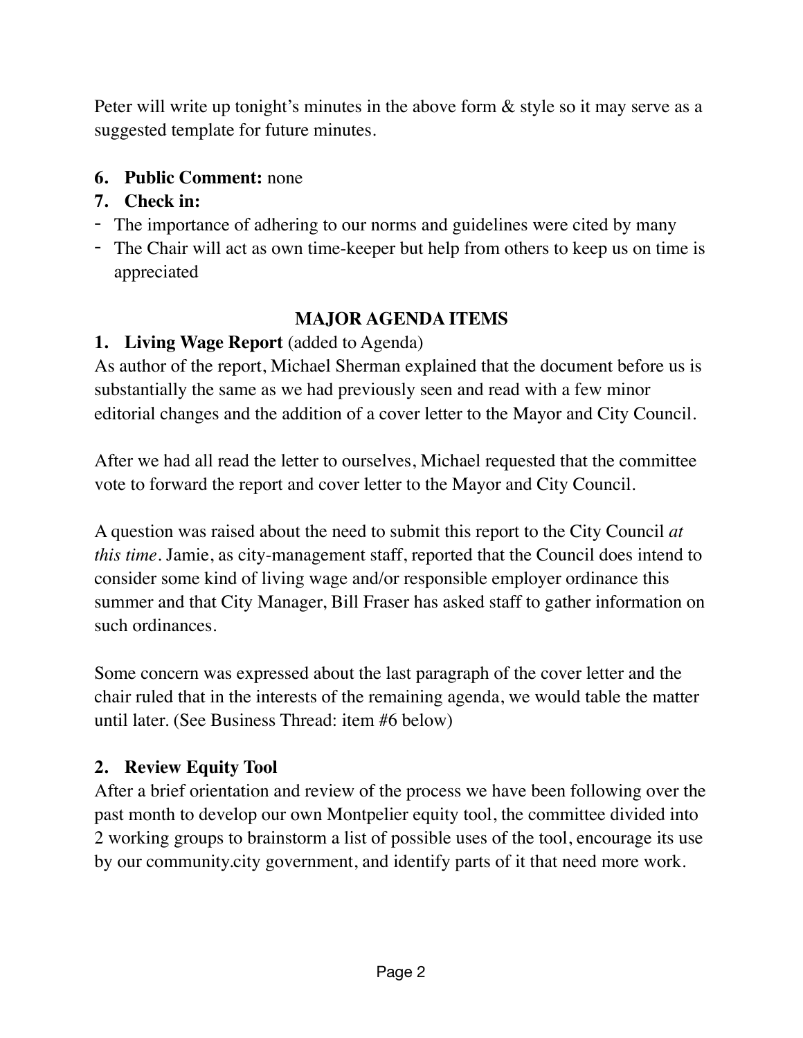Peter will write up tonight's minutes in the above form & style so it may serve as a suggested template for future minutes.

6. **Public Comment:** none
7. **Check in:**

- The importance of adhering to our norms and guidelines were cited by many
- The Chair will act as own time-keeper but help from others to keep us on time is appreciated

## MAJOR AGENDA ITEMS

1. **Living Wage Report** (added to Agenda)

As author of the report, Michael Sherman explained that the document before us is substantially the same as we had previously seen and read with a few minor editorial changes and the addition of a cover letter to the Mayor and City Council.

After we had all read the letter to ourselves, Michael requested that the committee vote to forward the report and cover letter to the Mayor and City Council.

A question was raised about the need to submit this report to the City Council *at this time*. Jamie, as city-management staff, reported that the Council does intend to consider some kind of living wage and/or responsible employer ordinance this summer and that City Manager, Bill Fraser has asked staff to gather information on such ordinances.

Some concern was expressed about the last paragraph of the cover letter and the chair ruled that in the interests of the remaining agenda, we would table the matter until later. (See Business Thread: item #6 below)

2. **Review Equity Tool**

After a brief orientation and review of the process we have been following over the past month to develop our own Montpelier equity tool, the committee divided into 2 working groups to brainstorm a list of possible uses of the tool, encourage its use by our community.city government, and identify parts of it that need more work.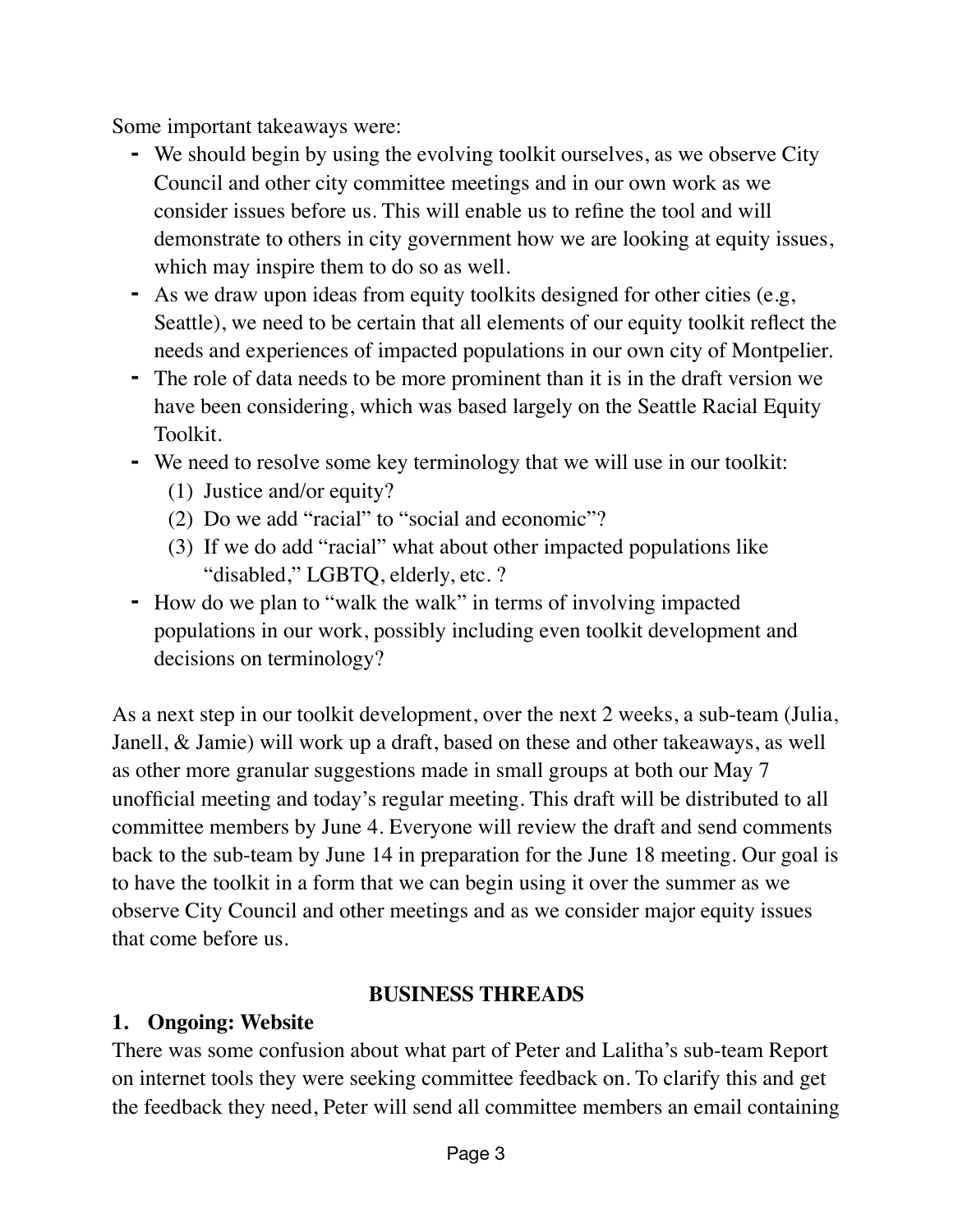Some important takeaways were:

- We should begin by using the evolving toolkit ourselves, as we observe City Council and other city committee meetings and in our own work as we consider issues before us. This will enable us to refine the tool and will demonstrate to others in city government how we are looking at equity issues, which may inspire them to do so as well.
- As we draw upon ideas from equity toolkits designed for other cities (e.g, Seattle), we need to be certain that all elements of our equity toolkit reflect the needs and experiences of impacted populations in our own city of Montpelier.
- The role of data needs to be more prominent than it is in the draft version we have been considering, which was based largely on the Seattle Racial Equity Toolkit.
- We need to resolve some key terminology that we will use in our toolkit:
    (1) Justice and/or equity?
    (2) Do we add "racial" to "social and economic"?
    (3) If we do add "racial" what about other impacted populations like "disabled," LGBTQ, elderly, etc. ?
- How do we plan to "walk the walk" in terms of involving impacted populations in our work, possibly including even toolkit development and decisions on terminology?

As a next step in our toolkit development, over the next 2 weeks, a sub-team (Julia, Janell, & Jamie) will work up a draft, based on these and other takeaways, as well as other more granular suggestions made in small groups at both our May 7 unofficial meeting and today's regular meeting. This draft will be distributed to all committee members by June 4. Everyone will review the draft and send comments back to the sub-team by June 14 in preparation for the June 18 meeting. Our goal is to have the toolkit in a form that we can begin using it over the summer as we observe City Council and other meetings and as we consider major equity issues that come before us.

## BUSINESS THREADS

### 1. Ongoing: Website

There was some confusion about what part of Peter and Lalitha's sub-team Report on internet tools they were seeking committee feedback on. To clarify this and get the feedback they need, Peter will send all committee members an email containing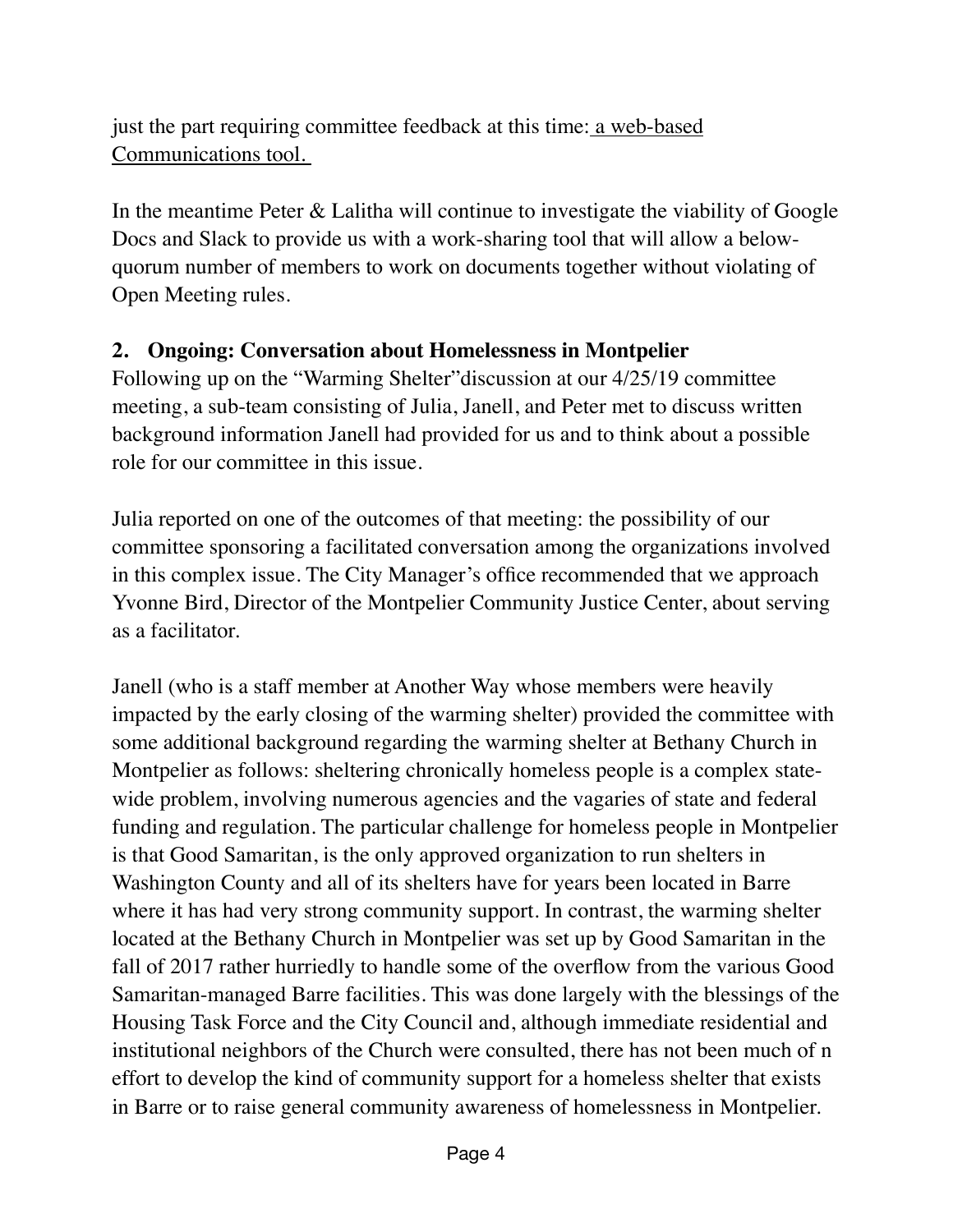just the part requiring committee feedback at this time: <u>a web-based Communications tool.</u>

In the meantime Peter & Lalitha will continue to investigate the viability of Google Docs and Slack to provide us with a work-sharing tool that will allow a below-quorum number of members to work on documents together without violating of Open Meeting rules.

**2. Ongoing: Conversation about Homelessness in Montpelier**

Following up on the "Warming Shelter"discussion at our 4/25/19 committee meeting, a sub-team consisting of Julia, Janell, and Peter met to discuss written background information Janell had provided for us and to think about a possible role for our committee in this issue.

Julia reported on one of the outcomes of that meeting: the possibility of our committee sponsoring a facilitated conversation among the organizations involved in this complex issue. The City Manager's office recommended that we approach Yvonne Bird, Director of the Montpelier Community Justice Center, about serving as a facilitator.

Janell (who is a staff member at Another Way whose members were heavily impacted by the early closing of the warming shelter) provided the committee with some additional background regarding the warming shelter at Bethany Church in Montpelier as follows: sheltering chronically homeless people is a complex state-wide problem, involving numerous agencies and the vagaries of state and federal funding and regulation. The particular challenge for homeless people in Montpelier is that Good Samaritan, is the only approved organization to run shelters in Washington County and all of its shelters have for years been located in Barre where it has had very strong community support. In contrast, the warming shelter located at the Bethany Church in Montpelier was set up by Good Samaritan in the fall of 2017 rather hurriedly to handle some of the overflow from the various Good Samaritan-managed Barre facilities. This was done largely with the blessings of the Housing Task Force and the City Council and, although immediate residential and institutional neighbors of the Church were consulted, there has not been much of n effort to develop the kind of community support for a homeless shelter that exists in Barre or to raise general community awareness of homelessness in Montpelier.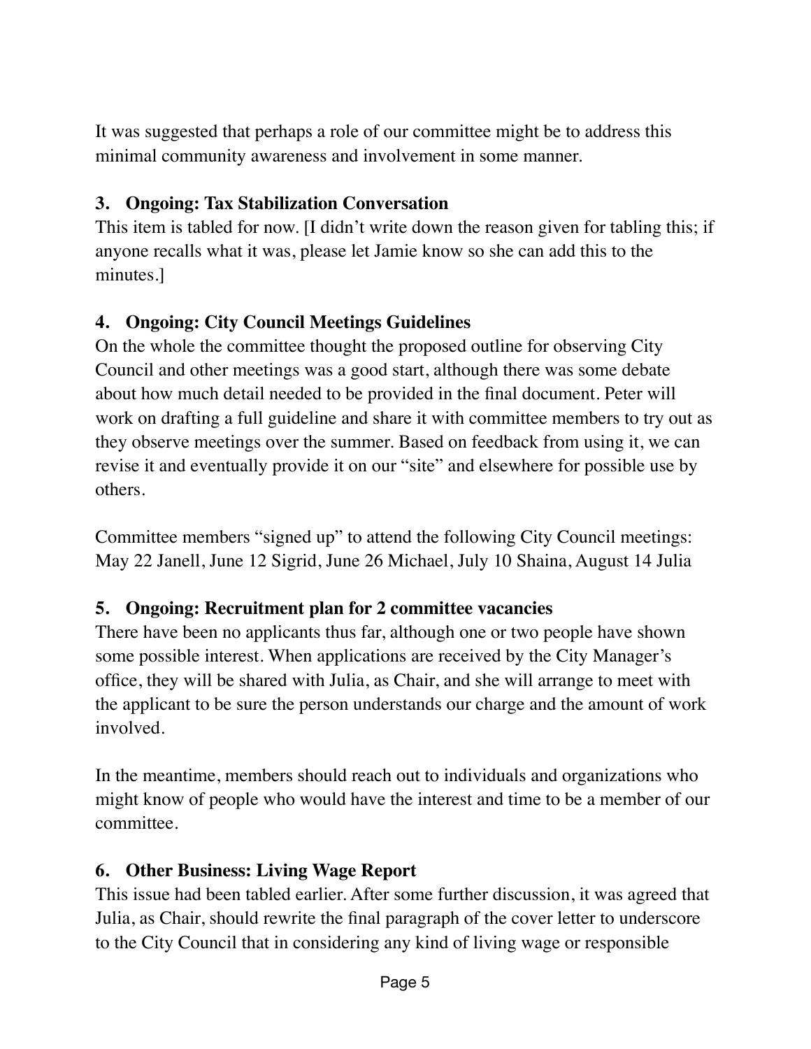It was suggested that perhaps a role of our committee might be to address this minimal community awareness and involvement in some manner.

**3. Ongoing: Tax Stabilization Conversation**

This item is tabled for now. [I didn't write down the reason given for tabling this; if anyone recalls what it was, please let Jamie know so she can add this to the minutes.]

**4. Ongoing: City Council Meetings Guidelines**

On the whole the committee thought the proposed outline for observing City Council and other meetings was a good start, although there was some debate about how much detail needed to be provided in the final document. Peter will work on drafting a full guideline and share it with committee members to try out as they observe meetings over the summer. Based on feedback from using it, we can revise it and eventually provide it on our "site" and elsewhere for possible use by others.

Committee members "signed up" to attend the following City Council meetings: May 22 Janell, June 12 Sigrid, June 26 Michael, July 10 Shaina, August 14 Julia

**5. Ongoing: Recruitment plan for 2 committee vacancies**

There have been no applicants thus far, although one or two people have shown some possible interest. When applications are received by the City Manager's office, they will be shared with Julia, as Chair, and she will arrange to meet with the applicant to be sure the person understands our charge and the amount of work involved.

In the meantime, members should reach out to individuals and organizations who might know of people who would have the interest and time to be a member of our committee.

**6. Other Business: Living Wage Report**

This issue had been tabled earlier. After some further discussion, it was agreed that Julia, as Chair, should rewrite the final paragraph of the cover letter to underscore to the City Council that in considering any kind of living wage or responsible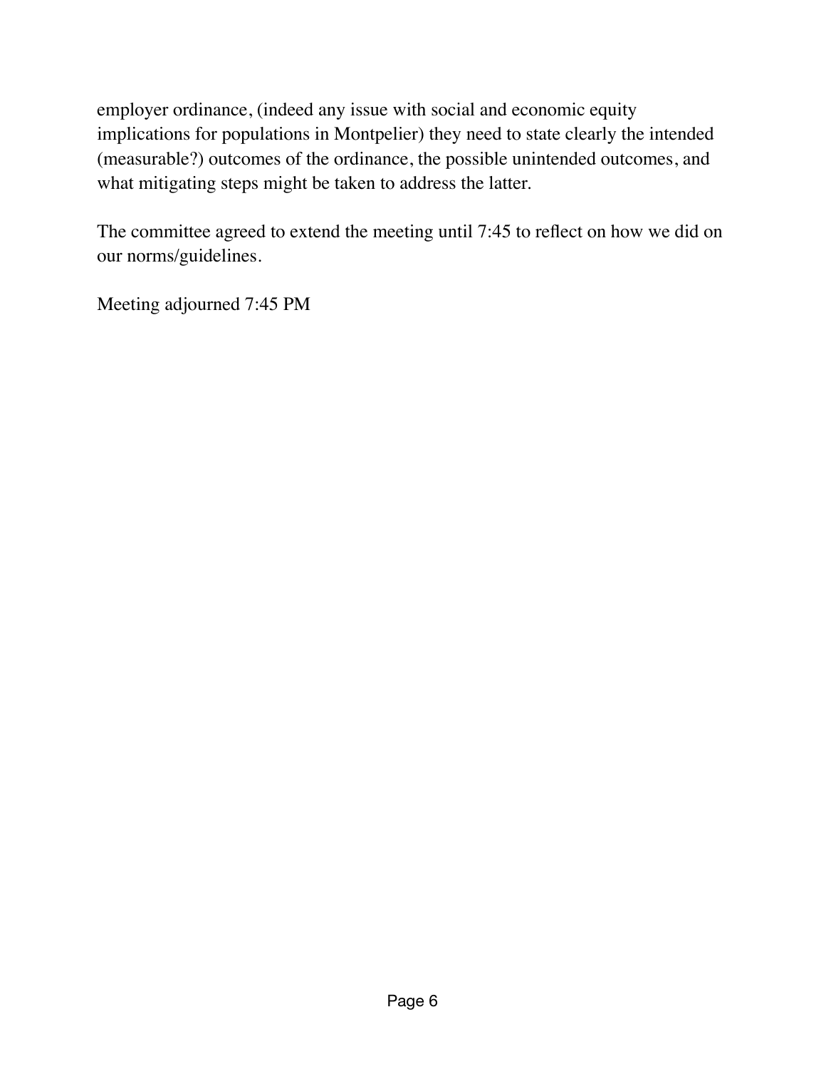employer ordinance, (indeed any issue with social and economic equity implications for populations in Montpelier) they need to state clearly the intended (measurable?) outcomes of the ordinance, the possible unintended outcomes, and what mitigating steps might be taken to address the latter.

The committee agreed to extend the meeting until 7:45 to reflect on how we did on our norms/guidelines.

Meeting adjourned 7:45 PM